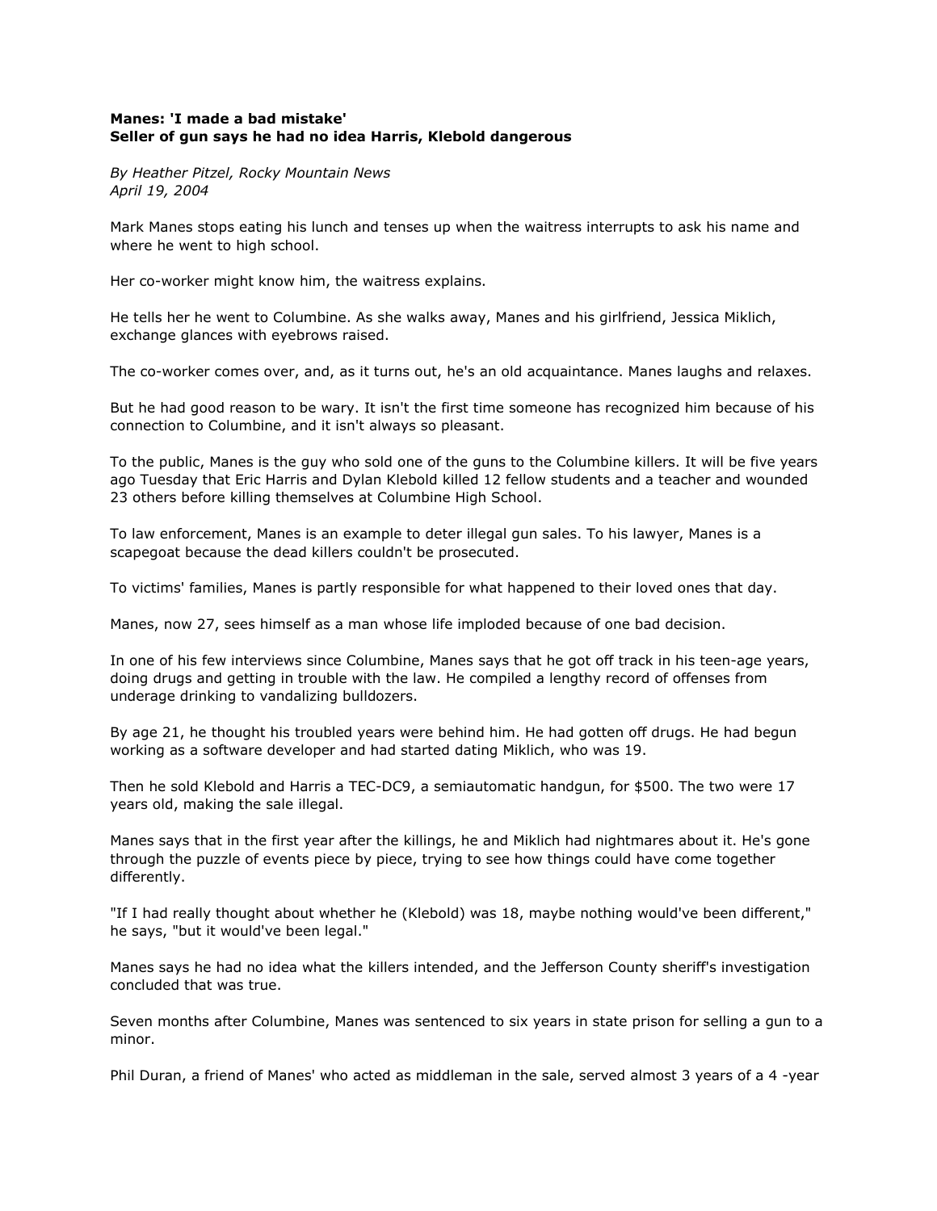**Manes: 'I made a bad mistake'**
**Seller of gun says he had no idea Harris, Klebold dangerous**

*By Heather Pitzel, Rocky Mountain News*
*April 19, 2004*

Mark Manes stops eating his lunch and tenses up when the waitress interrupts to ask his name and where he went to high school.

Her co-worker might know him, the waitress explains.

He tells her he went to Columbine. As she walks away, Manes and his girlfriend, Jessica Miklich, exchange glances with eyebrows raised.

The co-worker comes over, and, as it turns out, he's an old acquaintance. Manes laughs and relaxes.

But he had good reason to be wary. It isn't the first time someone has recognized him because of his connection to Columbine, and it isn't always so pleasant.

To the public, Manes is the guy who sold one of the guns to the Columbine killers. It will be five years ago Tuesday that Eric Harris and Dylan Klebold killed 12 fellow students and a teacher and wounded 23 others before killing themselves at Columbine High School.

To law enforcement, Manes is an example to deter illegal gun sales. To his lawyer, Manes is a scapegoat because the dead killers couldn't be prosecuted.

To victims' families, Manes is partly responsible for what happened to their loved ones that day.

Manes, now 27, sees himself as a man whose life imploded because of one bad decision.

In one of his few interviews since Columbine, Manes says that he got off track in his teen-age years, doing drugs and getting in trouble with the law. He compiled a lengthy record of offenses from underage drinking to vandalizing bulldozers.

By age 21, he thought his troubled years were behind him. He had gotten off drugs. He had begun working as a software developer and had started dating Miklich, who was 19.

Then he sold Klebold and Harris a TEC-DC9, a semiautomatic handgun, for $500. The two were 17 years old, making the sale illegal.

Manes says that in the first year after the killings, he and Miklich had nightmares about it. He's gone through the puzzle of events piece by piece, trying to see how things could have come together differently.

"If I had really thought about whether he (Klebold) was 18, maybe nothing would've been different," he says, "but it would've been legal."

Manes says he had no idea what the killers intended, and the Jefferson County sheriff's investigation concluded that was true.

Seven months after Columbine, Manes was sentenced to six years in state prison for selling a gun to a minor.

Phil Duran, a friend of Manes' who acted as middleman in the sale, served almost 3 years of a 4 -year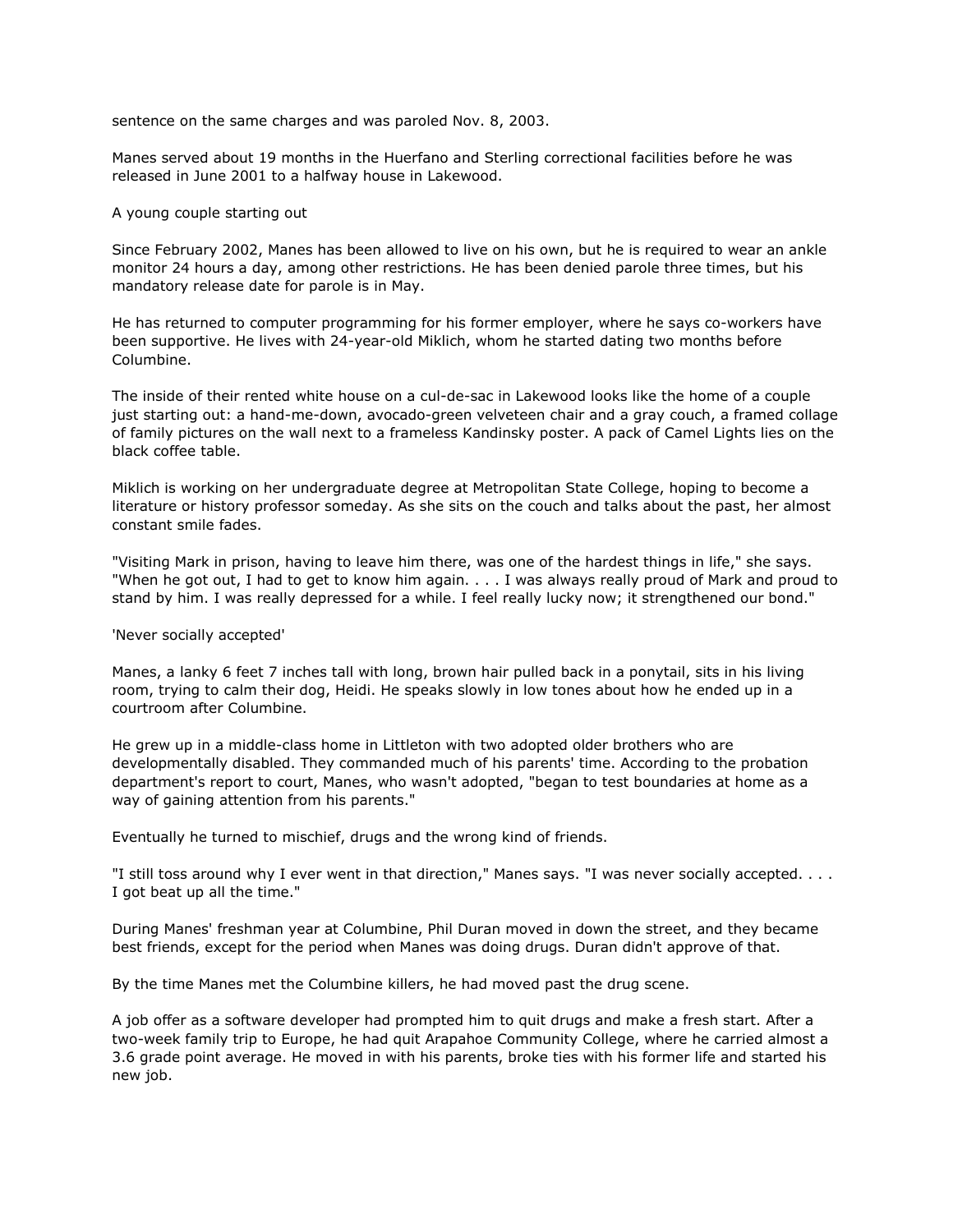sentence on the same charges and was paroled Nov. 8, 2003.

Manes served about 19 months in the Huerfano and Sterling correctional facilities before he was released in June 2001 to a halfway house in Lakewood.

## A young couple starting out

Since February 2002, Manes has been allowed to live on his own, but he is required to wear an ankle monitor 24 hours a day, among other restrictions. He has been denied parole three times, but his mandatory release date for parole is in May.

He has returned to computer programming for his former employer, where he says co-workers have been supportive. He lives with 24-year-old Miklich, whom he started dating two months before Columbine.

The inside of their rented white house on a cul-de-sac in Lakewood looks like the home of a couple just starting out: a hand-me-down, avocado-green velveteen chair and a gray couch, a framed collage of family pictures on the wall next to a frameless Kandinsky poster. A pack of Camel Lights lies on the black coffee table.

Miklich is working on her undergraduate degree at Metropolitan State College, hoping to become a literature or history professor someday. As she sits on the couch and talks about the past, her almost constant smile fades.

"Visiting Mark in prison, having to leave him there, was one of the hardest things in life," she says. "When he got out, I had to get to know him again. . . . I was always really proud of Mark and proud to stand by him. I was really depressed for a while. I feel really lucky now; it strengthened our bond."

## 'Never socially accepted'

Manes, a lanky 6 feet 7 inches tall with long, brown hair pulled back in a ponytail, sits in his living room, trying to calm their dog, Heidi. He speaks slowly in low tones about how he ended up in a courtroom after Columbine.

He grew up in a middle-class home in Littleton with two adopted older brothers who are developmentally disabled. They commanded much of his parents' time. According to the probation department's report to court, Manes, who wasn't adopted, "began to test boundaries at home as a way of gaining attention from his parents."

Eventually he turned to mischief, drugs and the wrong kind of friends.

"I still toss around why I ever went in that direction," Manes says. "I was never socially accepted. . . . I got beat up all the time."

During Manes' freshman year at Columbine, Phil Duran moved in down the street, and they became best friends, except for the period when Manes was doing drugs. Duran didn't approve of that.

By the time Manes met the Columbine killers, he had moved past the drug scene.

A job offer as a software developer had prompted him to quit drugs and make a fresh start. After a two-week family trip to Europe, he had quit Arapahoe Community College, where he carried almost a 3.6 grade point average. He moved in with his parents, broke ties with his former life and started his new job.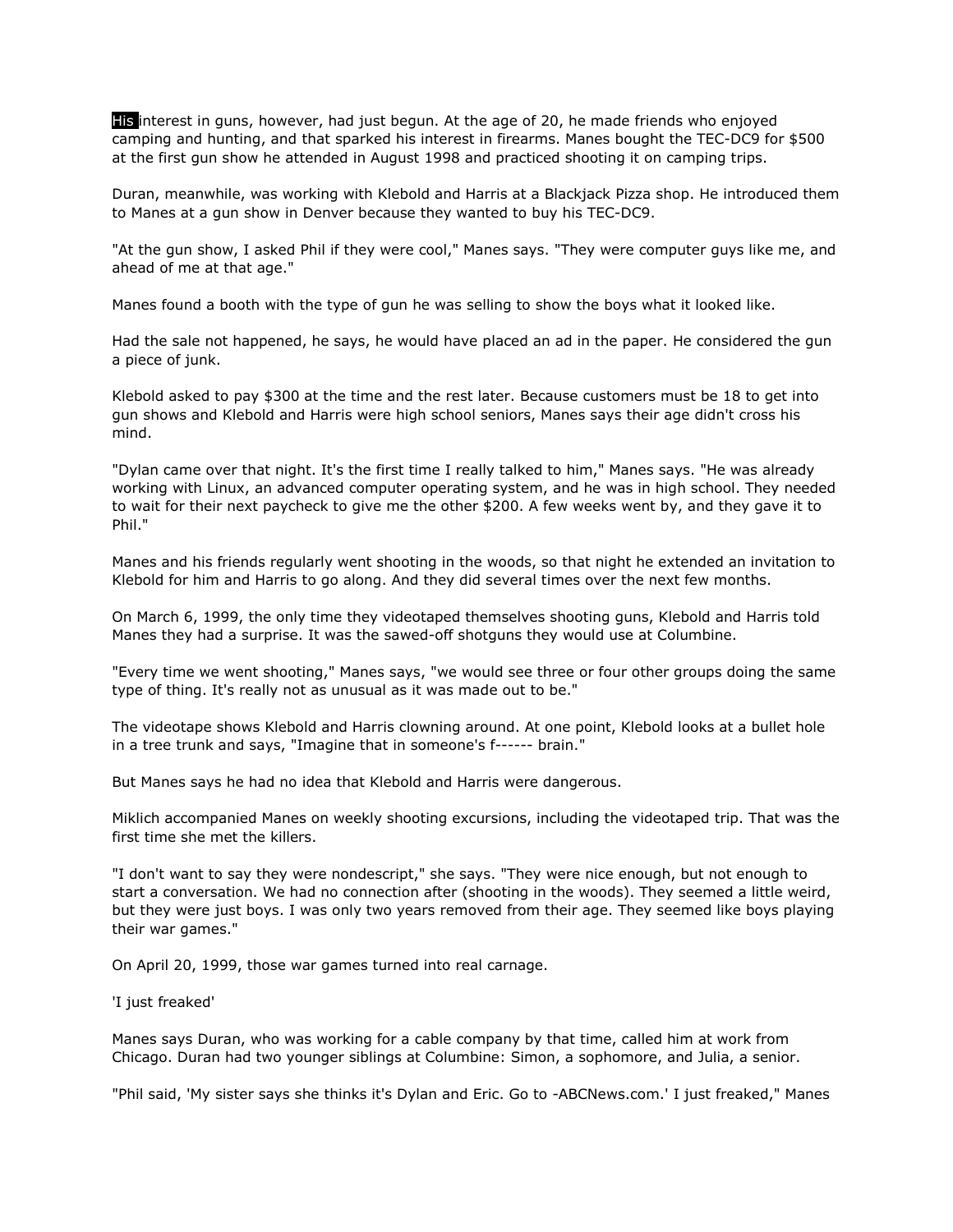His interest in guns, however, had just begun. At the age of 20, he made friends who enjoyed camping and hunting, and that sparked his interest in firearms. Manes bought the TEC-DC9 for $500 at the first gun show he attended in August 1998 and practiced shooting it on camping trips.

Duran, meanwhile, was working with Klebold and Harris at a Blackjack Pizza shop. He introduced them to Manes at a gun show in Denver because they wanted to buy his TEC-DC9.

"At the gun show, I asked Phil if they were cool," Manes says. "They were computer guys like me, and ahead of me at that age."

Manes found a booth with the type of gun he was selling to show the boys what it looked like.

Had the sale not happened, he says, he would have placed an ad in the paper. He considered the gun a piece of junk.

Klebold asked to pay $300 at the time and the rest later. Because customers must be 18 to get into gun shows and Klebold and Harris were high school seniors, Manes says their age didn't cross his mind.

"Dylan came over that night. It's the first time I really talked to him," Manes says. "He was already working with Linux, an advanced computer operating system, and he was in high school. They needed to wait for their next paycheck to give me the other $200. A few weeks went by, and they gave it to Phil."

Manes and his friends regularly went shooting in the woods, so that night he extended an invitation to Klebold for him and Harris to go along. And they did several times over the next few months.

On March 6, 1999, the only time they videotaped themselves shooting guns, Klebold and Harris told Manes they had a surprise. It was the sawed-off shotguns they would use at Columbine.

"Every time we went shooting," Manes says, "we would see three or four other groups doing the same type of thing. It's really not as unusual as it was made out to be."

The videotape shows Klebold and Harris clowning around. At one point, Klebold looks at a bullet hole in a tree trunk and says, "Imagine that in someone's f------ brain."

But Manes says he had no idea that Klebold and Harris were dangerous.

Miklich accompanied Manes on weekly shooting excursions, including the videotaped trip. That was the first time she met the killers.

"I don't want to say they were nondescript," she says. "They were nice enough, but not enough to start a conversation. We had no connection after (shooting in the woods). They seemed a little weird, but they were just boys. I was only two years removed from their age. They seemed like boys playing their war games."

On April 20, 1999, those war games turned into real carnage.

'I just freaked'

Manes says Duran, who was working for a cable company by that time, called him at work from Chicago. Duran had two younger siblings at Columbine: Simon, a sophomore, and Julia, a senior.

"Phil said, 'My sister says she thinks it's Dylan and Eric. Go to -ABCNews.com.' I just freaked," Manes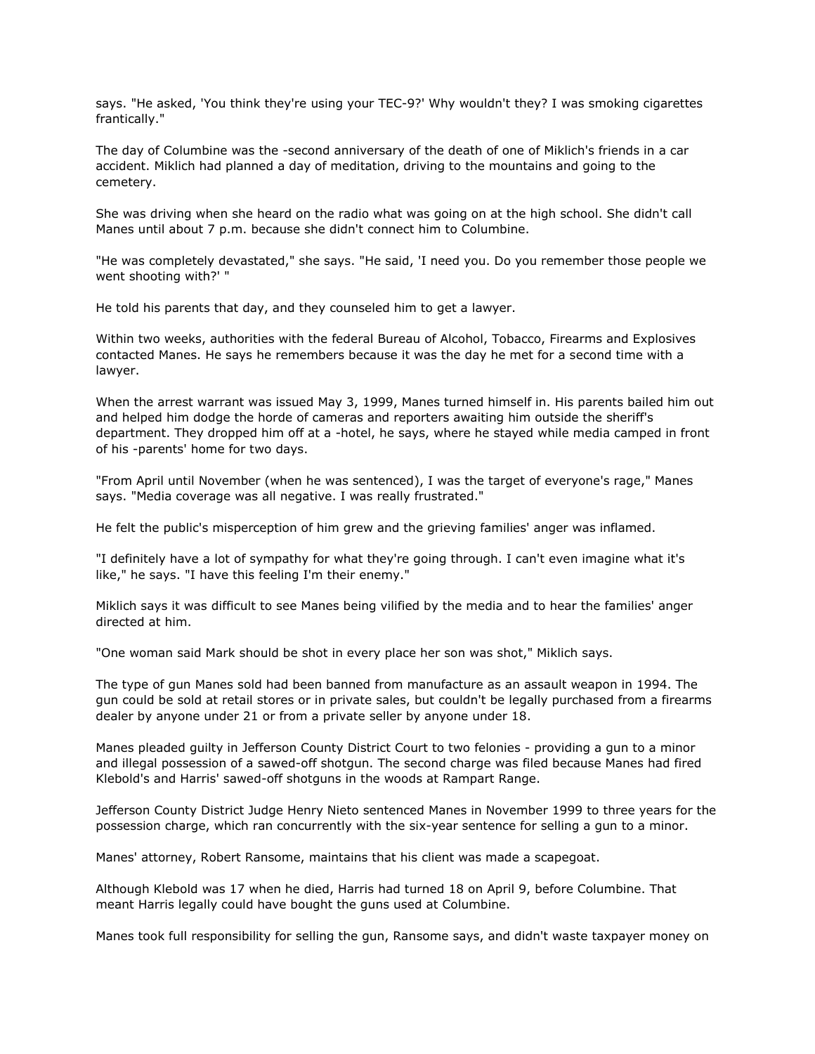says. "He asked, 'You think they're using your TEC-9?' Why wouldn't they? I was smoking cigarettes frantically."

The day of Columbine was the -second anniversary of the death of one of Miklich's friends in a car accident. Miklich had planned a day of meditation, driving to the mountains and going to the cemetery.

She was driving when she heard on the radio what was going on at the high school. She didn't call Manes until about 7 p.m. because she didn't connect him to Columbine.

"He was completely devastated," she says. "He said, 'I need you. Do you remember those people we went shooting with?' "

He told his parents that day, and they counseled him to get a lawyer.

Within two weeks, authorities with the federal Bureau of Alcohol, Tobacco, Firearms and Explosives contacted Manes. He says he remembers because it was the day he met for a second time with a lawyer.

When the arrest warrant was issued May 3, 1999, Manes turned himself in. His parents bailed him out and helped him dodge the horde of cameras and reporters awaiting him outside the sheriff's department. They dropped him off at a -hotel, he says, where he stayed while media camped in front of his -parents' home for two days.

"From April until November (when he was sentenced), I was the target of everyone's rage," Manes says. "Media coverage was all negative. I was really frustrated."

He felt the public's misperception of him grew and the grieving families' anger was inflamed.

"I definitely have a lot of sympathy for what they're going through. I can't even imagine what it's like," he says. "I have this feeling I'm their enemy."

Miklich says it was difficult to see Manes being vilified by the media and to hear the families' anger directed at him.

"One woman said Mark should be shot in every place her son was shot," Miklich says.

The type of gun Manes sold had been banned from manufacture as an assault weapon in 1994. The gun could be sold at retail stores or in private sales, but couldn't be legally purchased from a firearms dealer by anyone under 21 or from a private seller by anyone under 18.

Manes pleaded guilty in Jefferson County District Court to two felonies - providing a gun to a minor and illegal possession of a sawed-off shotgun. The second charge was filed because Manes had fired Klebold's and Harris' sawed-off shotguns in the woods at Rampart Range.

Jefferson County District Judge Henry Nieto sentenced Manes in November 1999 to three years for the possession charge, which ran concurrently with the six-year sentence for selling a gun to a minor.

Manes' attorney, Robert Ransome, maintains that his client was made a scapegoat.

Although Klebold was 17 when he died, Harris had turned 18 on April 9, before Columbine. That meant Harris legally could have bought the guns used at Columbine.

Manes took full responsibility for selling the gun, Ransome says, and didn't waste taxpayer money on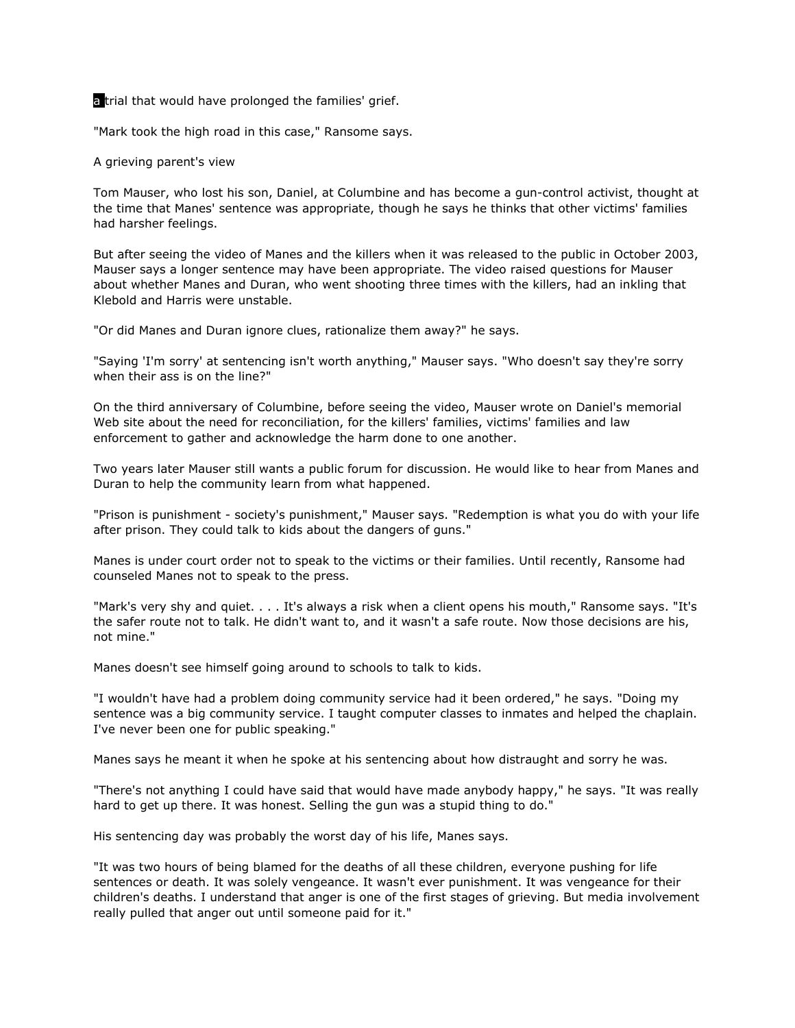a trial that would have prolonged the families' grief.

"Mark took the high road in this case," Ransome says.

## A grieving parent's view

Tom Mauser, who lost his son, Daniel, at Columbine and has become a gun-control activist, thought at the time that Manes' sentence was appropriate, though he says he thinks that other victims' families had harsher feelings.

But after seeing the video of Manes and the killers when it was released to the public in October 2003, Mauser says a longer sentence may have been appropriate. The video raised questions for Mauser about whether Manes and Duran, who went shooting three times with the killers, had an inkling that Klebold and Harris were unstable.

"Or did Manes and Duran ignore clues, rationalize them away?" he says.

"Saying 'I'm sorry' at sentencing isn't worth anything," Mauser says. "Who doesn't say they're sorry when their ass is on the line?"

On the third anniversary of Columbine, before seeing the video, Mauser wrote on Daniel's memorial Web site about the need for reconciliation, for the killers' families, victims' families and law enforcement to gather and acknowledge the harm done to one another.

Two years later Mauser still wants a public forum for discussion. He would like to hear from Manes and Duran to help the community learn from what happened.

"Prison is punishment - society's punishment," Mauser says. "Redemption is what you do with your life after prison. They could talk to kids about the dangers of guns."

Manes is under court order not to speak to the victims or their families. Until recently, Ransome had counseled Manes not to speak to the press.

"Mark's very shy and quiet. . . . It's always a risk when a client opens his mouth," Ransome says. "It's the safer route not to talk. He didn't want to, and it wasn't a safe route. Now those decisions are his, not mine."

Manes doesn't see himself going around to schools to talk to kids.

"I wouldn't have had a problem doing community service had it been ordered," he says. "Doing my sentence was a big community service. I taught computer classes to inmates and helped the chaplain. I've never been one for public speaking."

Manes says he meant it when he spoke at his sentencing about how distraught and sorry he was.

"There's not anything I could have said that would have made anybody happy," he says. "It was really hard to get up there. It was honest. Selling the gun was a stupid thing to do."

His sentencing day was probably the worst day of his life, Manes says.

"It was two hours of being blamed for the deaths of all these children, everyone pushing for life sentences or death. It was solely vengeance. It wasn't ever punishment. It was vengeance for their children's deaths. I understand that anger is one of the first stages of grieving. But media involvement really pulled that anger out until someone paid for it."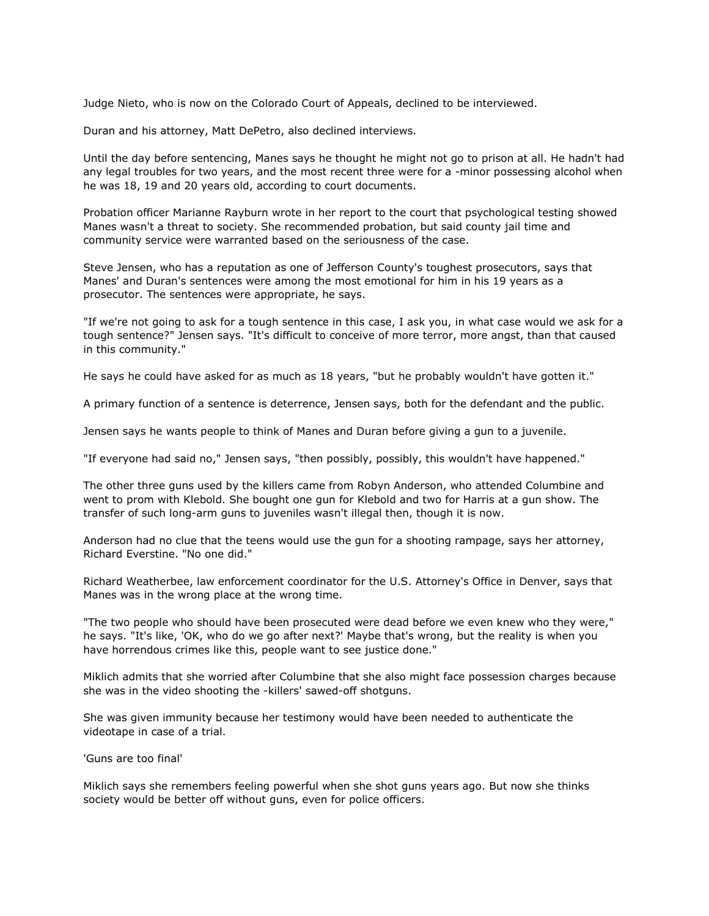Judge Nieto, who is now on the Colorado Court of Appeals, declined to be interviewed.

Duran and his attorney, Matt DePetro, also declined interviews.

Until the day before sentencing, Manes says he thought he might not go to prison at all. He hadn't had any legal troubles for two years, and the most recent three were for a -minor possessing alcohol when he was 18, 19 and 20 years old, according to court documents.

Probation officer Marianne Rayburn wrote in her report to the court that psychological testing showed Manes wasn't a threat to society. She recommended probation, but said county jail time and community service were warranted based on the seriousness of the case.

Steve Jensen, who has a reputation as one of Jefferson County's toughest prosecutors, says that Manes' and Duran's sentences were among the most emotional for him in his 19 years as a prosecutor. The sentences were appropriate, he says.

"If we're not going to ask for a tough sentence in this case, I ask you, in what case would we ask for a tough sentence?" Jensen says. "It's difficult to conceive of more terror, more angst, than that caused in this community."

He says he could have asked for as much as 18 years, "but he probably wouldn't have gotten it."

A primary function of a sentence is deterrence, Jensen says, both for the defendant and the public.

Jensen says he wants people to think of Manes and Duran before giving a gun to a juvenile.

"If everyone had said no," Jensen says, "then possibly, possibly, this wouldn't have happened."

The other three guns used by the killers came from Robyn Anderson, who attended Columbine and went to prom with Klebold. She bought one gun for Klebold and two for Harris at a gun show. The transfer of such long-arm guns to juveniles wasn't illegal then, though it is now.

Anderson had no clue that the teens would use the gun for a shooting rampage, says her attorney, Richard Everstine. "No one did."

Richard Weatherbee, law enforcement coordinator for the U.S. Attorney's Office in Denver, says that Manes was in the wrong place at the wrong time.

"The two people who should have been prosecuted were dead before we even knew who they were," he says. "It's like, 'OK, who do we go after next?' Maybe that's wrong, but the reality is when you have horrendous crimes like this, people want to see justice done."

Miklich admits that she worried after Columbine that she also might face possession charges because she was in the video shooting the -killers' sawed-off shotguns.

She was given immunity because her testimony would have been needed to authenticate the videotape in case of a trial.

'Guns are too final'

Miklich says she remembers feeling powerful when she shot guns years ago. But now she thinks society would be better off without guns, even for police officers.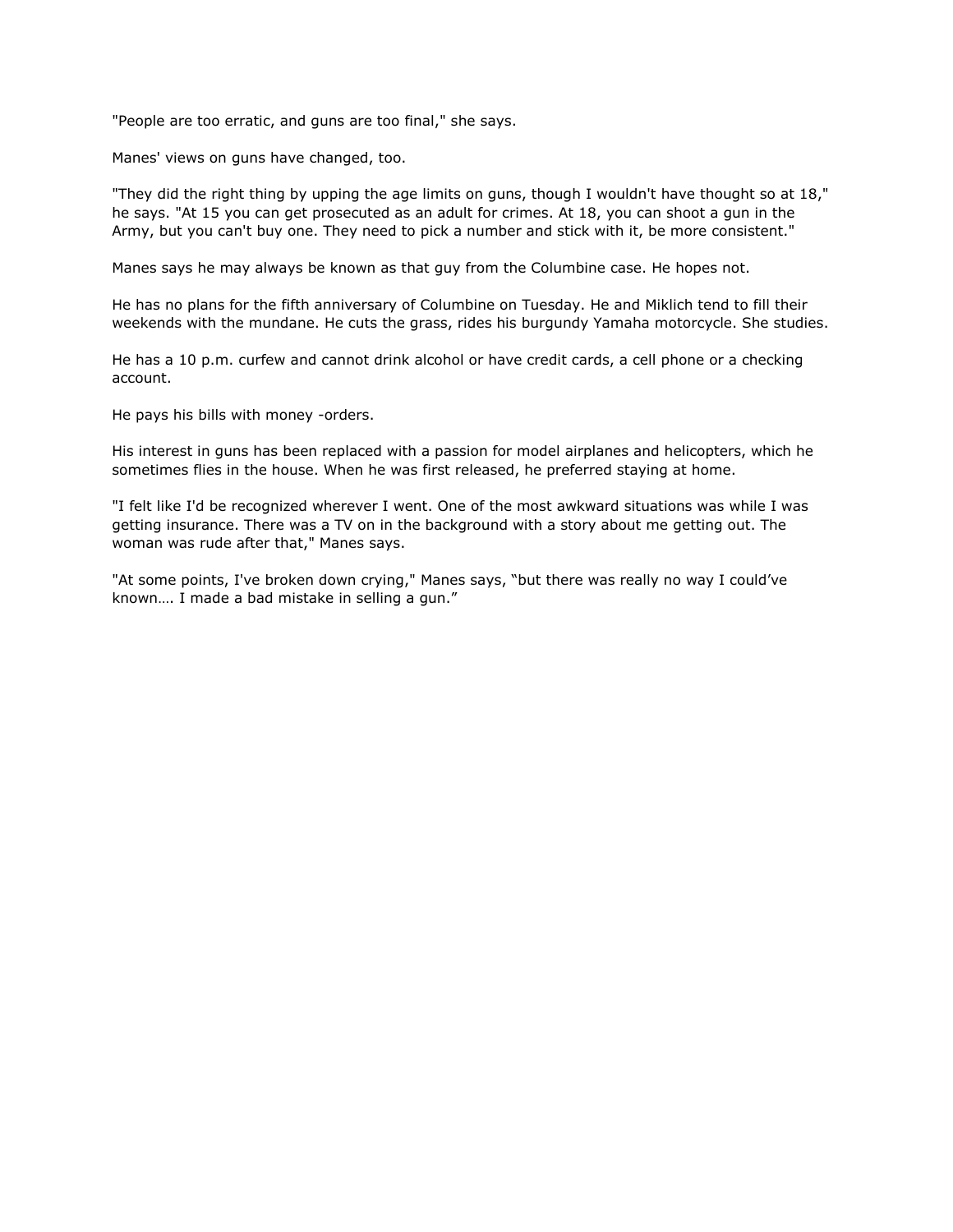"People are too erratic, and guns are too final," she says.

Manes' views on guns have changed, too.

"They did the right thing by upping the age limits on guns, though I wouldn't have thought so at 18," he says. "At 15 you can get prosecuted as an adult for crimes. At 18, you can shoot a gun in the Army, but you can't buy one. They need to pick a number and stick with it, be more consistent."

Manes says he may always be known as that guy from the Columbine case. He hopes not.

He has no plans for the fifth anniversary of Columbine on Tuesday. He and Miklich tend to fill their weekends with the mundane. He cuts the grass, rides his burgundy Yamaha motorcycle. She studies.

He has a 10 p.m. curfew and cannot drink alcohol or have credit cards, a cell phone or a checking account.

He pays his bills with money -orders.

His interest in guns has been replaced with a passion for model airplanes and helicopters, which he sometimes flies in the house. When he was first released, he preferred staying at home.

"I felt like I'd be recognized wherever I went. One of the most awkward situations was while I was getting insurance. There was a TV on in the background with a story about me getting out. The woman was rude after that," Manes says.

"At some points, I've broken down crying," Manes says, "but there was really no way I could've known…. I made a bad mistake in selling a gun."